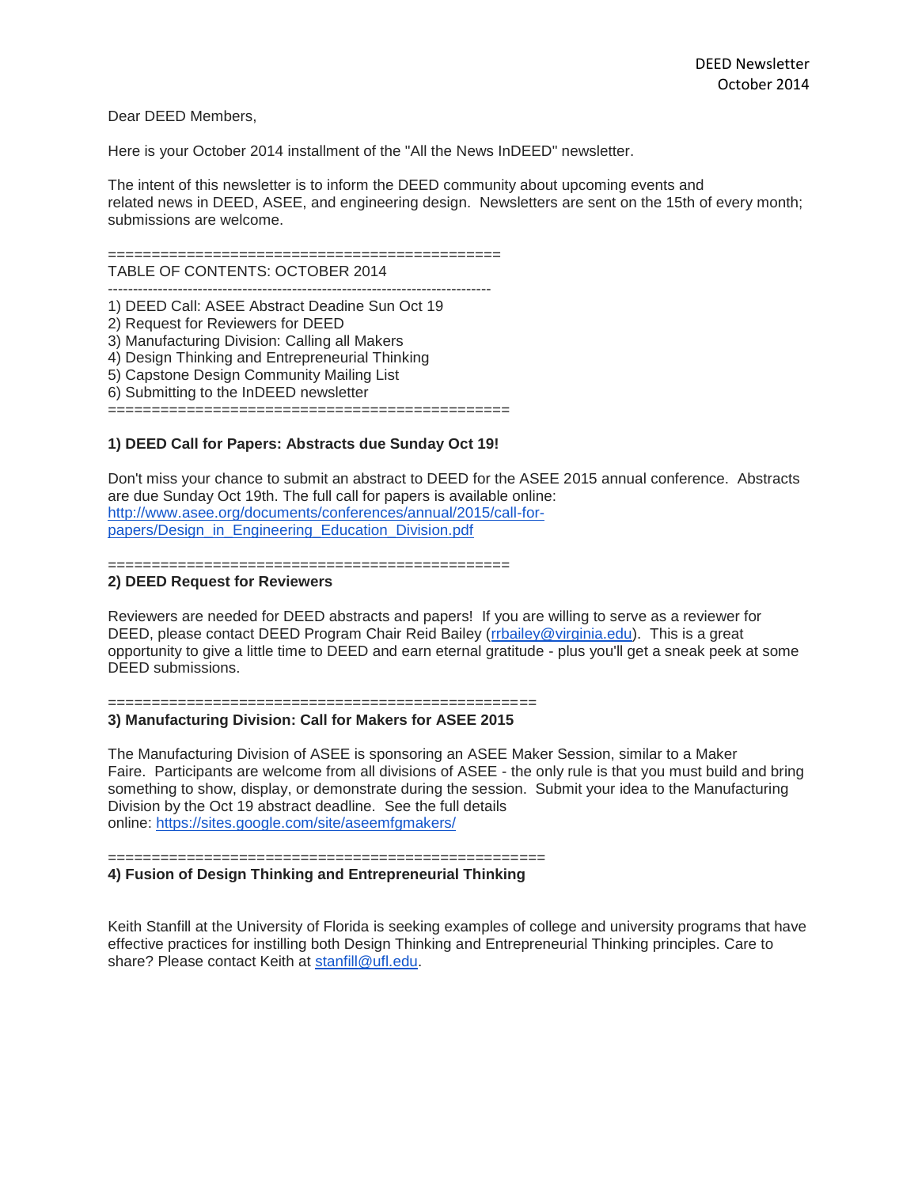DEED Newsletter
October 2014

Dear DEED Members,

Here is your October 2014 installment of the "All the News InDEED" newsletter.

The intent of this newsletter is to inform the DEED community about upcoming events and related news in DEED, ASEE, and engineering design. Newsletters are sent on the 15th of every month; submissions are welcome.

=============================================
TABLE OF CONTENTS: OCTOBER 2014
---------------------------------------------------------------------------
1) DEED Call: ASEE Abstract Deadine Sun Oct 19
2) Request for Reviewers for DEED
3) Manufacturing Division: Calling all Makers
4) Design Thinking and Entrepreneurial Thinking
5) Capstone Design Community Mailing List
6) Submitting to the InDEED newsletter
==============================================

**1) DEED Call for Papers: Abstracts due Sunday Oct 19!**

Don't miss your chance to submit an abstract to DEED for the ASEE 2015 annual conference. Abstracts are due Sunday Oct 19th. The full call for papers is available online: http://www.asee.org/documents/conferences/annual/2015/call-for-papers/Design_in_Engineering_Education_Division.pdf

==============================================
**2) DEED Request for Reviewers**

Reviewers are needed for DEED abstracts and papers! If you are willing to serve as a reviewer for DEED, please contact DEED Program Chair Reid Bailey (rrbailey@virginia.edu). This is a great opportunity to give a little time to DEED and earn eternal gratitude - plus you'll get a sneak peek at some DEED submissions.

================================================
**3) Manufacturing Division: Call for Makers for ASEE 2015**

The Manufacturing Division of ASEE is sponsoring an ASEE Maker Session, similar to a Maker Faire. Participants are welcome from all divisions of ASEE - the only rule is that you must build and bring something to show, display, or demonstrate during the session. Submit your idea to the Manufacturing Division by the Oct 19 abstract deadline. See the full details online: https://sites.google.com/site/aseemfgmakers/

=================================================
**4) Fusion of Design Thinking and Entrepreneurial Thinking**

Keith Stanfill at the University of Florida is seeking examples of college and university programs that have effective practices for instilling both Design Thinking and Entrepreneurial Thinking principles. Care to share? Please contact Keith at stanfill@ufl.edu.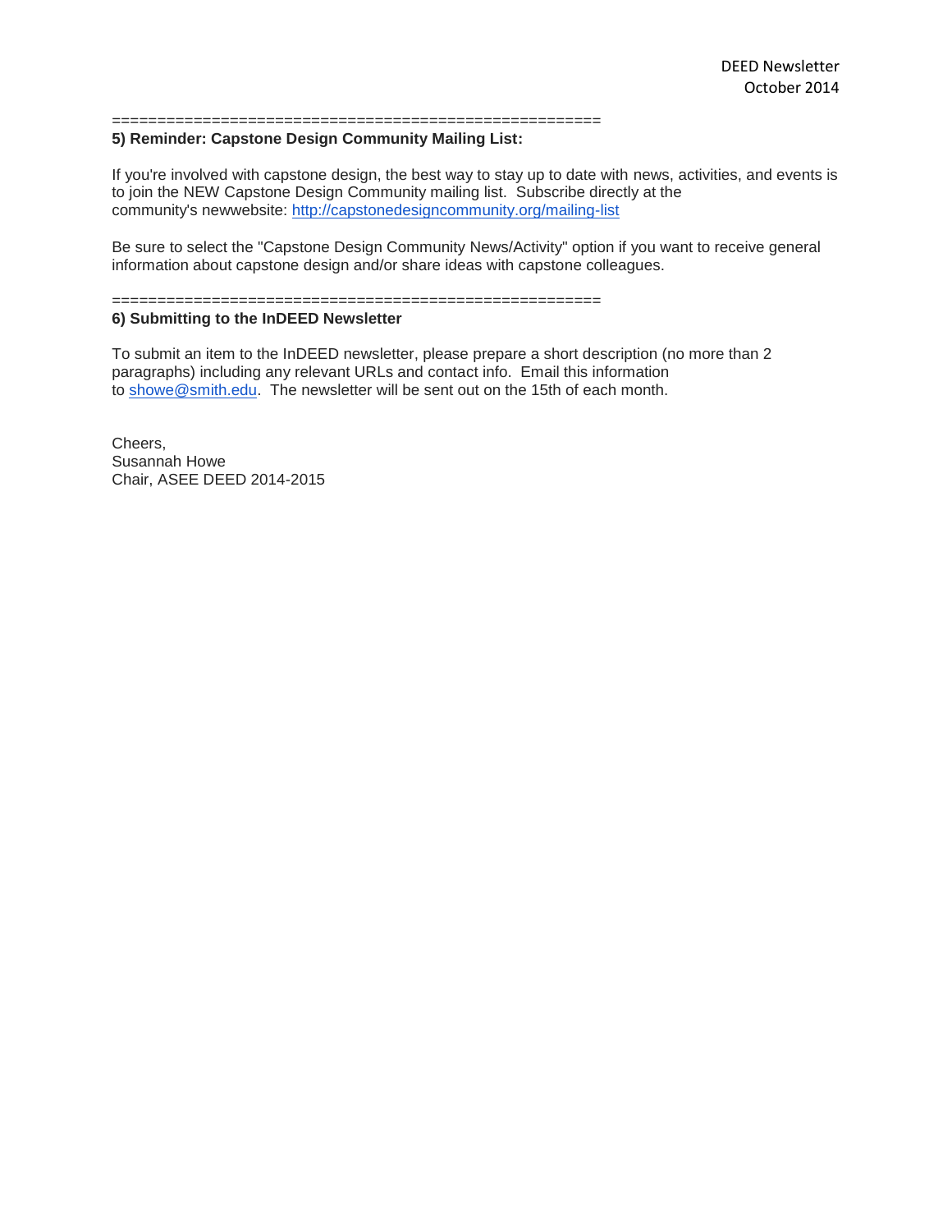======================================================

**5) Reminder: Capstone Design Community Mailing List:**

If you're involved with capstone design, the best way to stay up to date with news, activities, and events is to join the NEW Capstone Design Community mailing list. Subscribe directly at the community's newwebsite: http://capstonedesigncommunity.org/mailing-list

Be sure to select the "Capstone Design Community News/Activity" option if you want to receive general information about capstone design and/or share ideas with capstone colleagues.

======================================================

**6) Submitting to the InDEED Newsletter**

To submit an item to the InDEED newsletter, please prepare a short description (no more than 2 paragraphs) including any relevant URLs and contact info. Email this information to showe@smith.edu. The newsletter will be sent out on the 15th of each month.

Cheers,
Susannah Howe
Chair, ASEE DEED 2014-2015